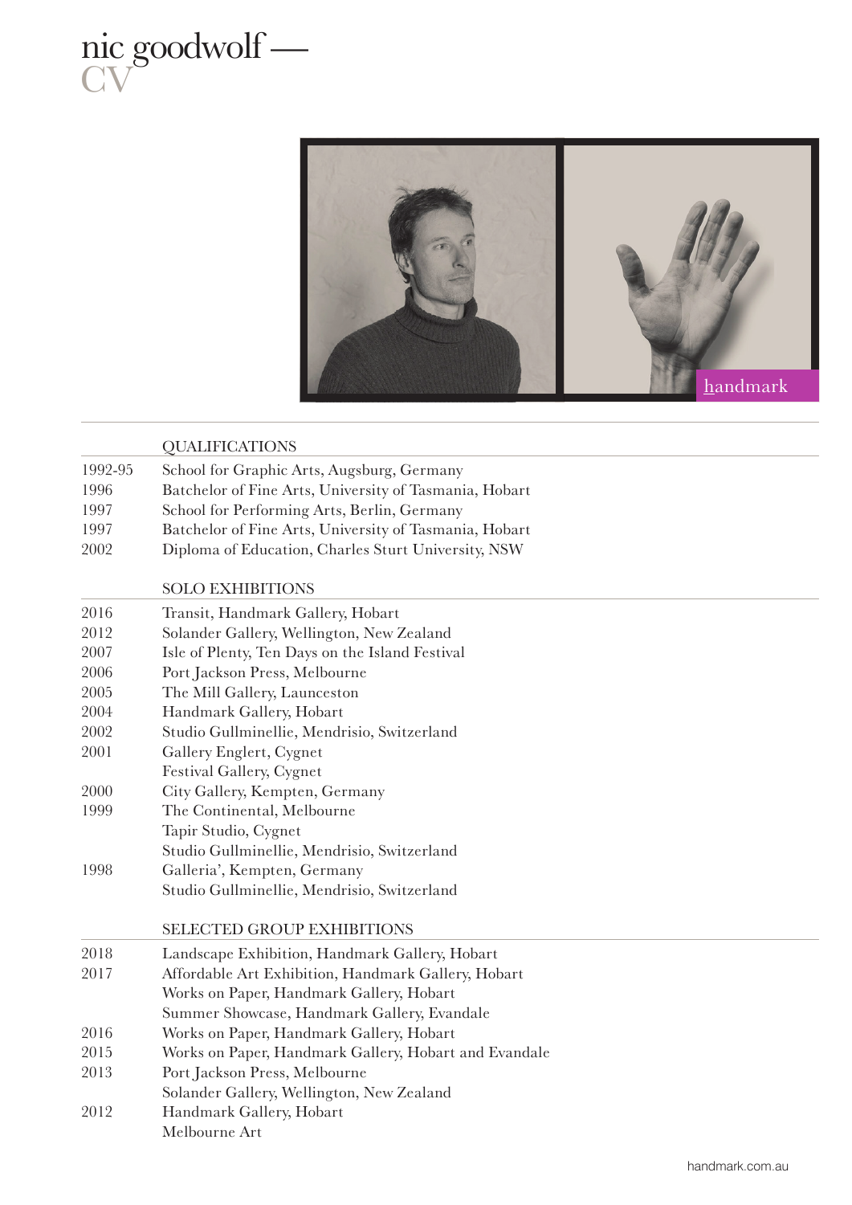# nic goodwolf — CV

handmark

## QUALIFICATIONS

| | |
|---|---|
| 1992-95 | School for Graphic Arts, Augsburg, Germany |
| 1996 | Batchelor of Fine Arts, University of Tasmania, Hobart |
| 1997 | School for Performing Arts, Berlin, Germany |
| 1997 | Batchelor of Fine Arts, University of Tasmania, Hobart |
| 2002 | Diploma of Education, Charles Sturt University, NSW |

## SOLO EXHIBITIONS

| | |
|---|---|
| 2016 | Transit, Handmark Gallery, Hobart |
| 2012 | Solander Gallery, Wellington, New Zealand |
| 2007 | Isle of Plenty, Ten Days on the Island Festival |
| 2006 | Port Jackson Press, Melbourne |
| 2005 | The Mill Gallery, Launceston |
| 2004 | Handmark Gallery, Hobart |
| 2002 | Studio Gullminellie, Mendrisio, Switzerland |
| 2001 | Gallery Englert, Cygnet |
| | Festival Gallery, Cygnet |
| 2000 | City Gallery, Kempten, Germany |
| 1999 | The Continental, Melbourne |
| | Tapir Studio, Cygnet |
| | Studio Gullminellie, Mendrisio, Switzerland |
| 1998 | Galleria', Kempten, Germany |
| | Studio Gullminellie, Mendrisio, Switzerland |

## SELECTED GROUP EXHIBITIONS

| | |
|---|---|
| 2018 | Landscape Exhibition, Handmark Gallery, Hobart |
| 2017 | Affordable Art Exhibition, Handmark Gallery, Hobart |
| | Works on Paper, Handmark Gallery, Hobart |
| | Summer Showcase, Handmark Gallery, Evandale |
| 2016 | Works on Paper, Handmark Gallery, Hobart |
| 2015 | Works on Paper, Handmark Gallery, Hobart and Evandale |
| 2013 | Port Jackson Press, Melbourne |
| | Solander Gallery, Wellington, New Zealand |
| 2012 | Handmark Gallery, Hobart |
| | Melbourne Art |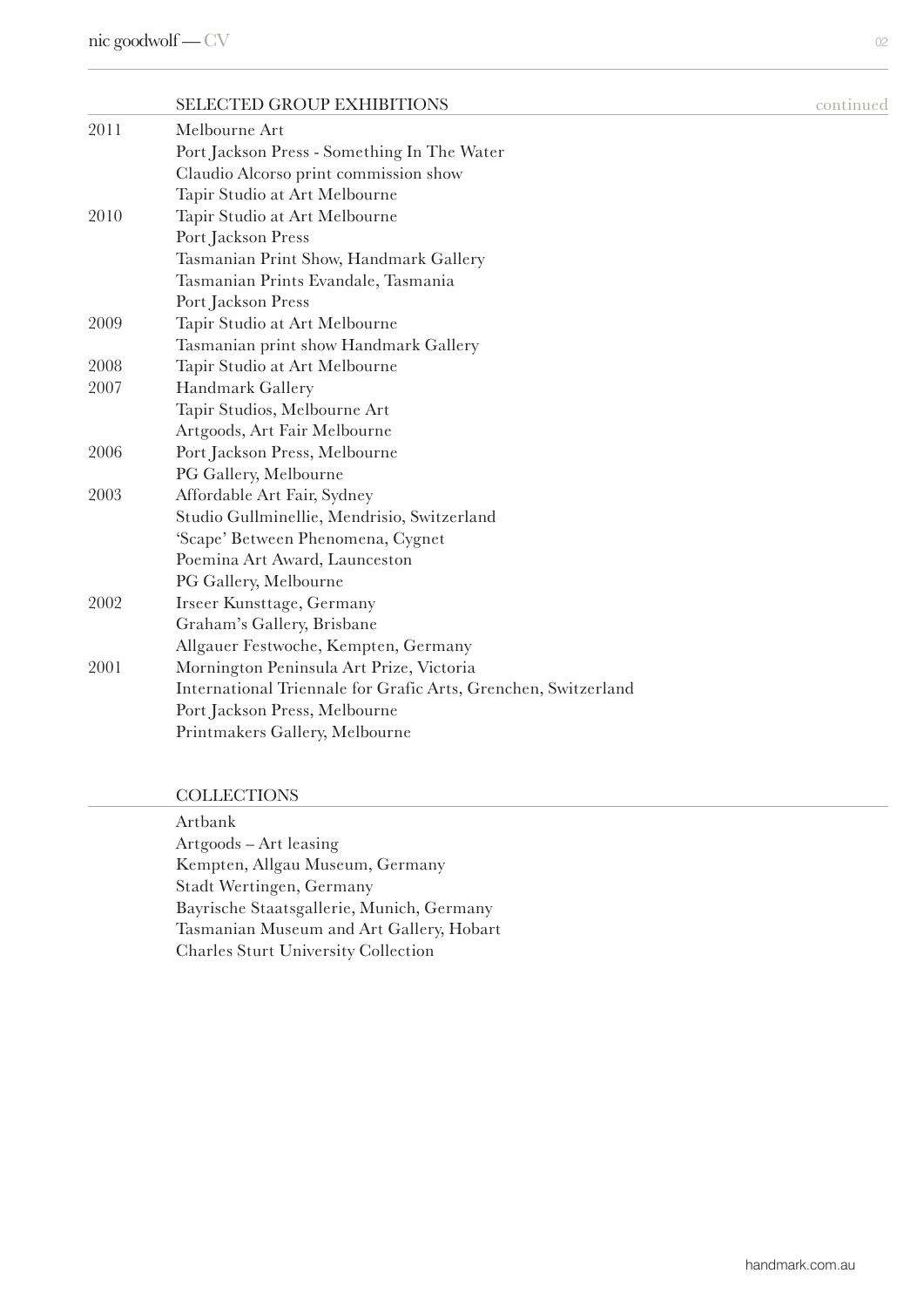## SELECTED GROUP EXHIBITIONS continued

| | |
|---|---|
| 2011 | Melbourne Art |
| | Port Jackson Press - Something In The Water |
| | Claudio Alcorso print commission show |
| | Tapir Studio at Art Melbourne |
| 2010 | Tapir Studio at Art Melbourne |
| | Port Jackson Press |
| | Tasmanian Print Show, Handmark Gallery |
| | Tasmanian Prints Evandale, Tasmania |
| | Port Jackson Press |
| 2009 | Tapir Studio at Art Melbourne |
| | Tasmanian print show Handmark Gallery |
| 2008 | Tapir Studio at Art Melbourne |
| 2007 | Handmark Gallery |
| | Tapir Studios, Melbourne Art |
| | Artgoods, Art Fair Melbourne |
| 2006 | Port Jackson Press, Melbourne |
| | PG Gallery, Melbourne |
| 2003 | Affordable Art Fair, Sydney |
| | Studio Gullminellie, Mendrisio, Switzerland |
| | 'Scape' Between Phenomena, Cygnet |
| | Poemina Art Award, Launceston |
| | PG Gallery, Melbourne |
| 2002 | Irseer Kunsttage, Germany |
| | Graham's Gallery, Brisbane |
| | Allgauer Festwoche, Kempten, Germany |
| 2001 | Mornington Peninsula Art Prize, Victoria |
| | International Triennale for Grafic Arts, Grenchen, Switzerland |
| | Port Jackson Press, Melbourne |
| | Printmakers Gallery, Melbourne |

## COLLECTIONS

Artbank
Artgoods – Art leasing
Kempten, Allgau Museum, Germany
Stadt Wertingen, Germany
Bayrische Staatsgallerie, Munich, Germany
Tasmanian Museum and Art Gallery, Hobart
Charles Sturt University Collection